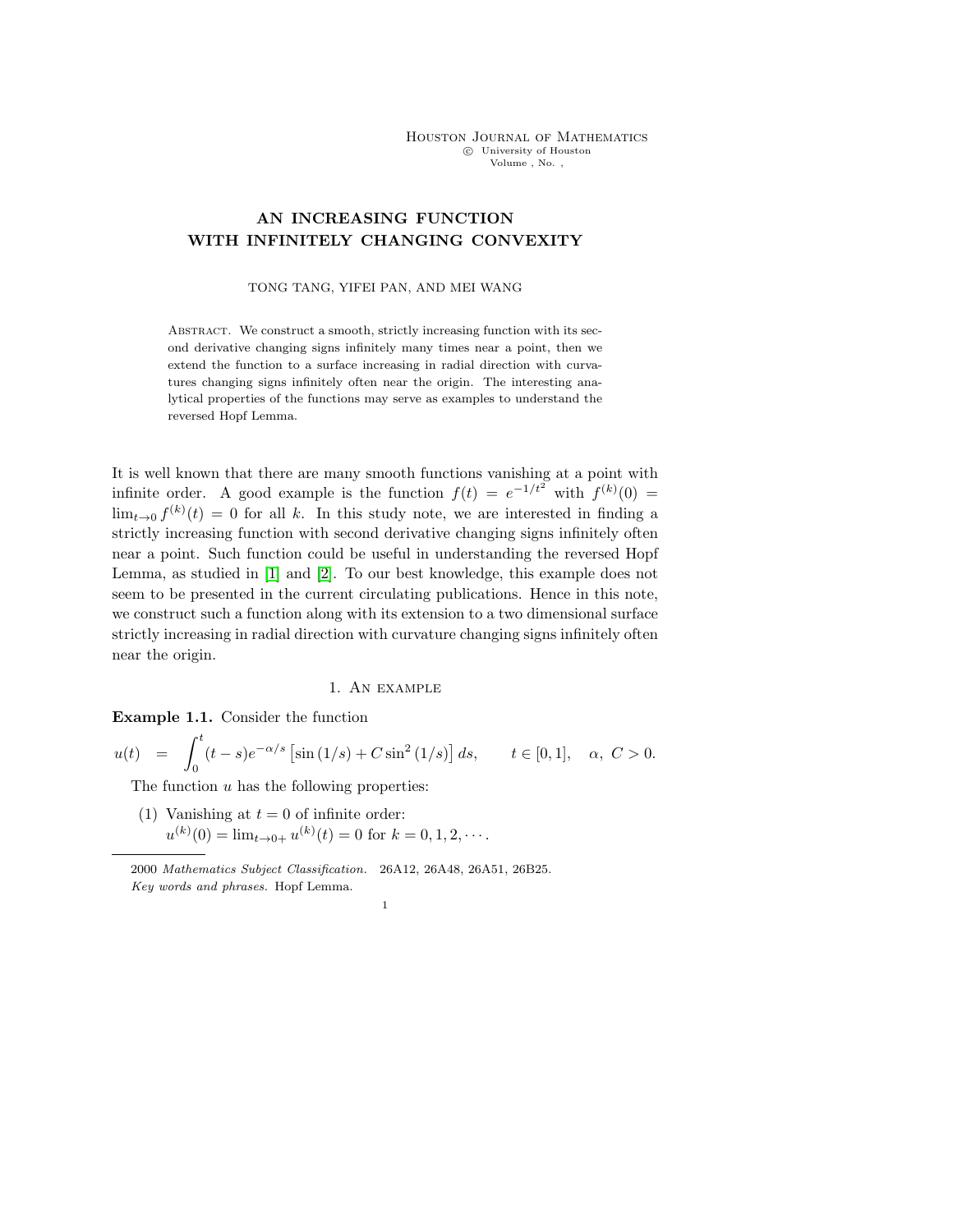# AN INCREASING FUNCTION WITH INFINITELY CHANGING CONVEXITY

TONG TANG, YIFEI PAN, AND MEI WANG

Abstract. We construct a smooth, strictly increasing function with its second derivative changing signs infinitely many times near a point, then we extend the function to a surface increasing in radial direction with curvatures changing signs infinitely often near the origin. The interesting analytical properties of the functions may serve as examples to understand the reversed Hopf Lemma.

It is well known that there are many smooth functions vanishing at a point with infinite order. A good example is the function $f(t) = e^{-1/t^2}$ with $f^{(k)}(0) = \lim_{t\to 0} f^{(k)}(t) = 0$ for all $k$. In this study note, we are interested in finding a strictly increasing function with second derivative changing signs infinitely often near a point. Such function could be useful in understanding the reversed Hopf Lemma, as studied in [1] and [2]. To our best knowledge, this example does not seem to be presented in the current circulating publications. Hence in this note, we construct such a function along with its extension to a two dimensional surface strictly increasing in radial direction with curvature changing signs infinitely often near the origin.

## 1. An example

**Example 1.1.** Consider the function

$$u(t) \;\; = \;\; \int_0^t (t-s)e^{-\alpha/s}\left[\sin(1/s) + C\sin^2(1/s)\right] ds, \qquad t \in [0,1], \quad \alpha,\ C > 0.$$

The function $u$ has the following properties:

(1) Vanishing at $t = 0$ of infinite order:
$u^{(k)}(0) = \lim_{t\to 0+} u^{(k)}(t) = 0$ for $k = 0, 1, 2, \cdots$.

2000 *Mathematics Subject Classification.* 26A12, 26A48, 26A51, 26B25.

*Key words and phrases.* Hopf Lemma.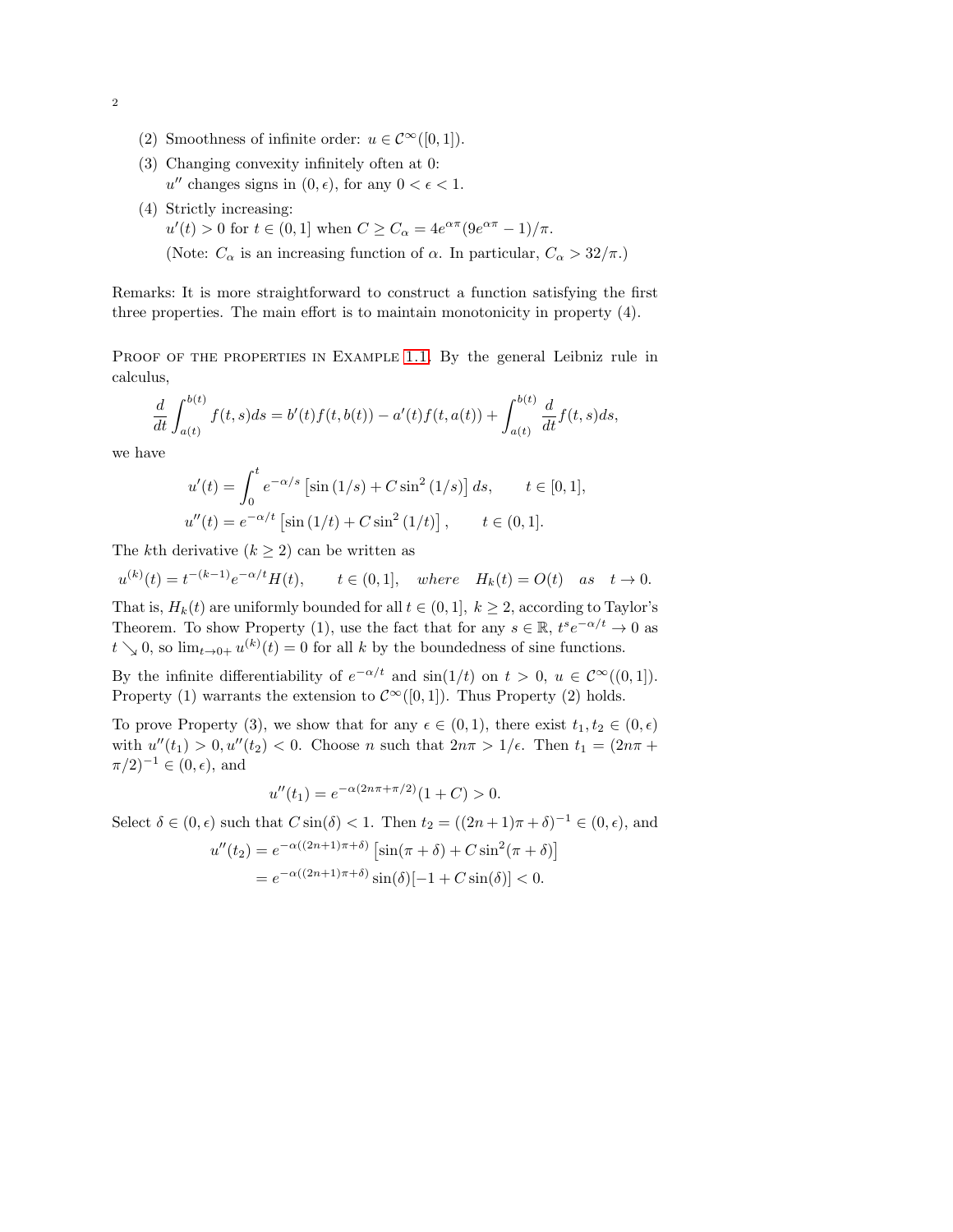(2) Smoothness of infinite order: $u \in \mathcal{C}^\infty([0,1])$.

(3) Changing convexity infinitely often at 0:
$u''$ changes signs in $(0,\epsilon)$, for any $0<\epsilon<1$.

(4) Strictly increasing:
$u'(t)>0$ for $t\in(0,1]$ when $C \geq C_\alpha = 4e^{\alpha\pi}(9e^{\alpha\pi}-1)/\pi$.
(Note: $C_\alpha$ is an increasing function of $\alpha$. In particular, $C_\alpha > 32/\pi$.)

Remarks: It is more straightforward to construct a function satisfying the first three properties. The main effort is to maintain monotonicity in property (4).

Proof of the properties in Example 1.1. By the general Leibniz rule in calculus,

$$\frac{d}{dt}\int_{a(t)}^{b(t)} f(t,s)ds = b'(t)f(t,b(t)) - a'(t)f(t,a(t)) + \int_{a(t)}^{b(t)} \frac{d}{dt}f(t,s)ds,$$

we have

$$u'(t) = \int_0^t e^{-\alpha/s}\left[\sin(1/s) + C\sin^2(1/s)\right]ds, \qquad t\in[0,1],$$
$$u''(t) = e^{-\alpha/t}\left[\sin(1/t) + C\sin^2(1/t)\right], \qquad t\in(0,1].$$

The $k$th derivative ($k\geq 2$) can be written as

$$u^{(k)}(t) = t^{-(k-1)}e^{-\alpha/t}H(t), \qquad t\in(0,1], \quad \textit{where} \quad H_k(t) = O(t) \quad \textit{as} \quad t\to 0.$$

That is, $H_k(t)$ are uniformly bounded for all $t\in(0,1]$, $k\geq 2$, according to Taylor's Theorem. To show Property (1), use the fact that for any $s\in\mathbb{R}$, $t^s e^{-\alpha/t}\to 0$ as $t\searrow 0$, so $\lim_{t\to 0+}u^{(k)}(t) = 0$ for all $k$ by the boundedness of sine functions.

By the infinite differentiability of $e^{-\alpha/t}$ and $\sin(1/t)$ on $t>0$, $u\in\mathcal{C}^\infty((0,1])$. Property (1) warrants the extension to $\mathcal{C}^\infty([0,1])$. Thus Property (2) holds.

To prove Property (3), we show that for any $\epsilon\in(0,1)$, there exist $t_1,t_2\in(0,\epsilon)$ with $u''(t_1)>0, u''(t_2)<0$. Choose $n$ such that $2n\pi > 1/\epsilon$. Then $t_1 = (2n\pi + \pi/2)^{-1}\in(0,\epsilon)$, and

$$u''(t_1) = e^{-\alpha(2n\pi+\pi/2)}(1+C) > 0.$$

Select $\delta\in(0,\epsilon)$ such that $C\sin(\delta)<1$. Then $t_2 = ((2n+1)\pi+\delta)^{-1}\in(0,\epsilon)$, and

$$\begin{aligned}
u''(t_2) &= e^{-\alpha((2n+1)\pi+\delta)}\left[\sin(\pi+\delta) + C\sin^2(\pi+\delta)\right] \\
&= e^{-\alpha((2n+1)\pi+\delta)}\sin(\delta)[-1+C\sin(\delta)] < 0.
\end{aligned}$$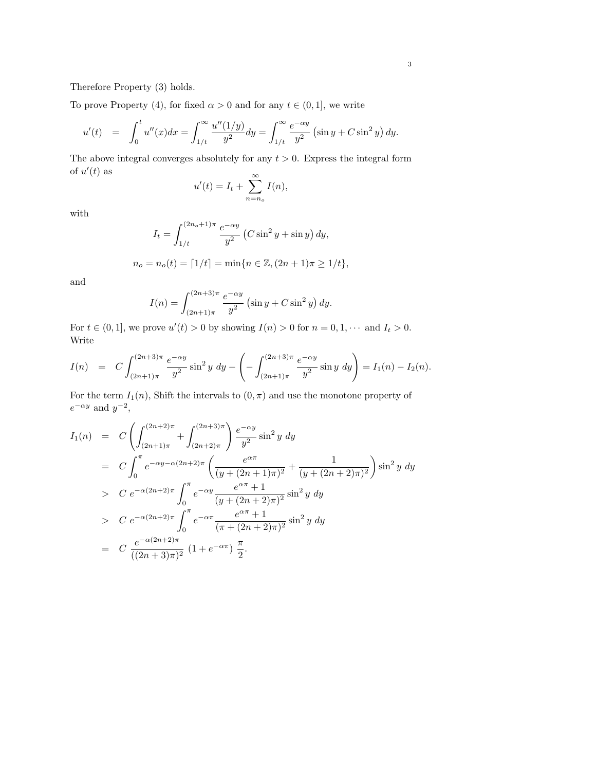Therefore Property (3) holds.

To prove Property (4), for fixed $\alpha > 0$ and for any $t \in (0, 1]$, we write

$$u'(t) = \int_0^t u''(x)dx = \int_{1/t}^{\infty} \frac{u''(1/y)}{y^2} dy = \int_{1/t}^{\infty} \frac{e^{-\alpha y}}{y^2} \left(\sin y + C \sin^2 y\right) dy.$$

The above integral converges absolutely for any $t > 0$. Express the integral form of $u'(t)$ as

$$u'(t) = I_t + \sum_{n=n_o}^{\infty} I(n),$$

with

$$I_t = \int_{1/t}^{(2n_o+1)\pi} \frac{e^{-\alpha y}}{y^2} \left(C \sin^2 y + \sin y\right) dy,$$

$$n_o = n_o(t) = \lceil 1/t \rceil = \min\{n \in \mathbb{Z}, (2n+1)\pi \geq 1/t\},$$

and

$$I(n) = \int_{(2n+1)\pi}^{(2n+3)\pi} \frac{e^{-\alpha y}}{y^2} \left(\sin y + C \sin^2 y\right) dy.$$

For $t \in (0, 1]$, we prove $u'(t) > 0$ by showing $I(n) > 0$ for $n = 0, 1, \cdots$ and $I_t > 0$. Write

$$I(n) = C \int_{(2n+1)\pi}^{(2n+3)\pi} \frac{e^{-\alpha y}}{y^2} \sin^2 y \ dy - \left( - \int_{(2n+1)\pi}^{(2n+3)\pi} \frac{e^{-\alpha y}}{y^2} \sin y \ dy \right) = I_1(n) - I_2(n).$$

For the term $I_1(n)$, Shift the intervals to $(0, \pi)$ and use the monotone property of $e^{-\alpha y}$ and $y^{-2}$,

$$\begin{aligned}
I_1(n) &= C \left( \int_{(2n+1)\pi}^{(2n+2)\pi} + \int_{(2n+2)\pi}^{(2n+3)\pi} \right) \frac{e^{-\alpha y}}{y^2} \sin^2 y \ dy \\
&= C \int_0^{\pi} e^{-\alpha y - \alpha(2n+2)\pi} \left( \frac{e^{\alpha\pi}}{(y + (2n+1)\pi)^2} + \frac{1}{(y + (2n+2)\pi)^2} \right) \sin^2 y \ dy \\
&> C \ e^{-\alpha(2n+2)\pi} \int_0^{\pi} e^{-\alpha y} \frac{e^{\alpha\pi} + 1}{(y + (2n+2)\pi)^2} \sin^2 y \ dy \\
&> C \ e^{-\alpha(2n+2)\pi} \int_0^{\pi} e^{-\alpha\pi} \frac{e^{\alpha\pi} + 1}{(\pi + (2n+2)\pi)^2} \sin^2 y \ dy \\
&= C \ \frac{e^{-\alpha(2n+2)\pi}}{((2n+3)\pi)^2} \left(1 + e^{-\alpha\pi}\right) \frac{\pi}{2}.
\end{aligned}$$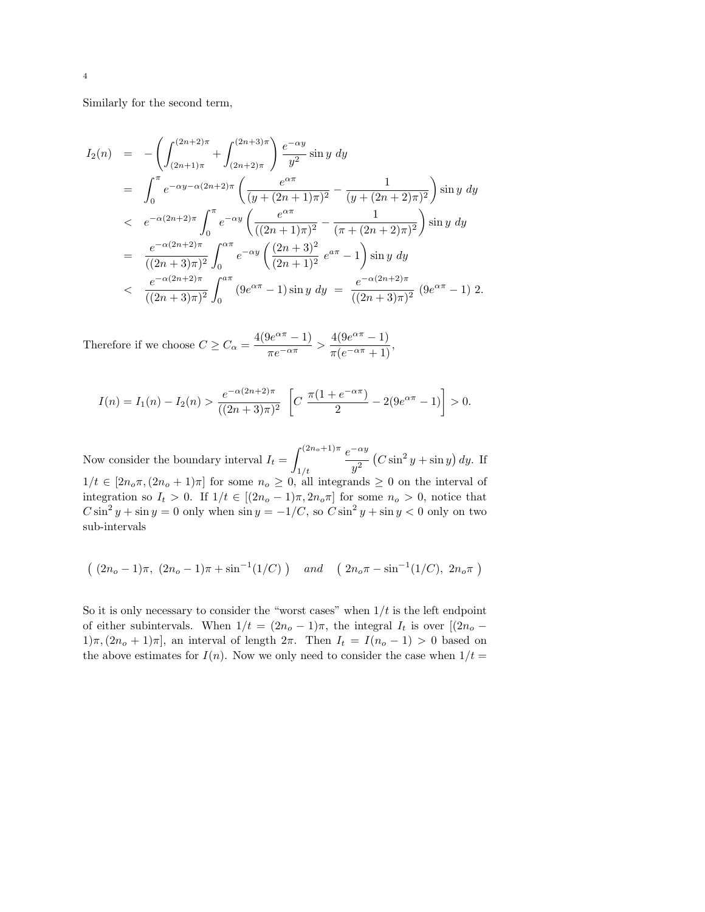Similarly for the second term,

$$
\begin{aligned}
I_2(n) &= -\left(\int_{(2n+1)\pi}^{(2n+2)\pi} + \int_{(2n+2)\pi}^{(2n+3)\pi}\right) \frac{e^{-\alpha y}}{y^2} \sin y \; dy \\
&= \int_0^{\pi} e^{-\alpha y - \alpha(2n+2)\pi} \left( \frac{e^{\alpha\pi}}{(y+(2n+1)\pi)^2} - \frac{1}{(y+(2n+2)\pi)^2} \right) \sin y \; dy \\
&< e^{-\alpha(2n+2)\pi} \int_0^{\pi} e^{-\alpha y} \left( \frac{e^{\alpha\pi}}{((2n+1)\pi)^2} - \frac{1}{(\pi+(2n+2)\pi)^2} \right) \sin y \; dy \\
&= \frac{e^{-\alpha(2n+2)\pi}}{((2n+3)\pi)^2} \int_0^{\alpha\pi} e^{-\alpha y} \left( \frac{(2n+3)^2}{(2n+1)^2} \, e^{a\pi} - 1 \right) \sin y \; dy \\
&< \frac{e^{-\alpha(2n+2)\pi}}{((2n+3)\pi)^2} \int_0^{a\pi} (9e^{\alpha\pi} - 1) \sin y \; dy \; = \; \frac{e^{-\alpha(2n+2)\pi}}{((2n+3)\pi)^2} \, (9e^{\alpha\pi} - 1) \; 2.
\end{aligned}
$$

Therefore if we choose $C \geq C_\alpha = \dfrac{4(9e^{\alpha\pi} - 1)}{\pi e^{-\alpha\pi}} > \dfrac{4(9e^{\alpha\pi} - 1)}{\pi(e^{-\alpha\pi} + 1)}$,

$$
I(n) = I_1(n) - I_2(n) > \frac{e^{-\alpha(2n+2)\pi}}{((2n+3)\pi)^2} \left[ C \, \frac{\pi(1 + e^{-\alpha\pi})}{2} - 2(9e^{\alpha\pi} - 1) \right] > 0.
$$

Now consider the boundary interval $I_t = \displaystyle\int_{1/t}^{(2n_o+1)\pi} \frac{e^{-\alpha y}}{y^2} \left( C \sin^2 y + \sin y \right) dy$. If $1/t \in [2n_o\pi, (2n_o+1)\pi]$ for some $n_o \geq 0$, all integrands $\geq 0$ on the interval of integration so $I_t > 0$. If $1/t \in [(2n_o - 1)\pi, 2n_o\pi]$ for some $n_o > 0$, notice that $C \sin^2 y + \sin y = 0$ only when $\sin y = -1/C$, so $C \sin^2 y + \sin y < 0$ only on two sub-intervals

$$
\big( \, (2n_o - 1)\pi, \; (2n_o - 1)\pi + \sin^{-1}(1/C) \, \big) \quad \textit{and} \quad \big( \, 2n_o\pi - \sin^{-1}(1/C), \; 2n_o\pi \, \big)
$$

So it is only necessary to consider the "worst cases" when $1/t$ is the left endpoint of either subintervals. When $1/t = (2n_o - 1)\pi$, the integral $I_t$ is over $[(2n_o - 1)\pi, (2n_o + 1)\pi]$, an interval of length $2\pi$. Then $I_t = I(n_o - 1) > 0$ based on the above estimates for $I(n)$. Now we only need to consider the case when $1/t =$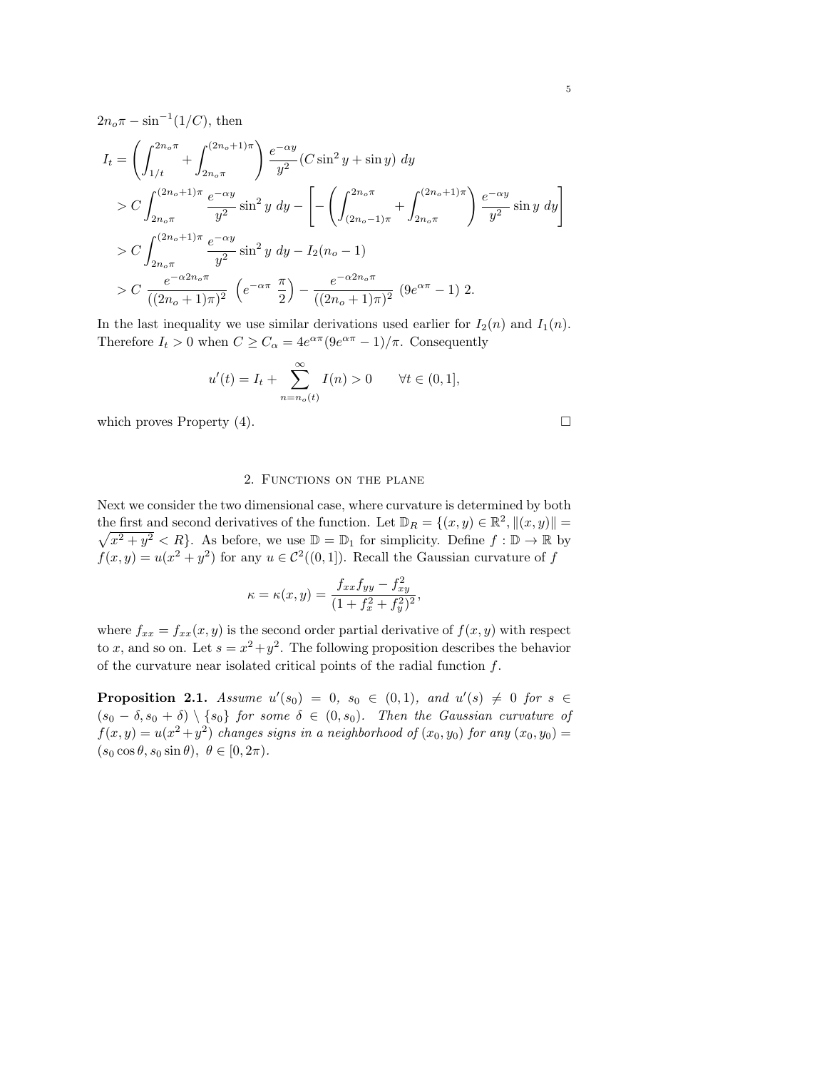$2n_o\pi - \sin^{-1}(1/C)$, then

$$
\begin{aligned}
I_t &= \left( \int_{1/t}^{2n_o\pi} + \int_{2n_o\pi}^{(2n_o+1)\pi} \right) \frac{e^{-\alpha y}}{y^2} (C \sin^2 y + \sin y)\ dy \\
&> C \int_{2n_o\pi}^{(2n_o+1)\pi} \frac{e^{-\alpha y}}{y^2} \sin^2 y\ dy - \left[ - \left( \int_{(2n_o-1)\pi}^{2n_o\pi} + \int_{2n_o\pi}^{(2n_o+1)\pi} \right) \frac{e^{-\alpha y}}{y^2} \sin y\ dy \right] \\
&> C \int_{2n_o\pi}^{(2n_o+1)\pi} \frac{e^{-\alpha y}}{y^2} \sin^2 y\ dy - I_2(n_o - 1) \\
&> C\ \frac{e^{-\alpha 2n_o\pi}}{((2n_o+1)\pi)^2}\ \left( e^{-\alpha\pi}\ \frac{\pi}{2} \right) - \frac{e^{-\alpha 2n_o\pi}}{((2n_o+1)\pi)^2}\ (9e^{\alpha\pi} - 1)\ 2.
\end{aligned}
$$

In the last inequality we use similar derivations used earlier for $I_2(n)$ and $I_1(n)$. Therefore $I_t > 0$ when $C \geq C_\alpha = 4e^{\alpha\pi}(9e^{\alpha\pi} - 1)/\pi$. Consequently

$$
u'(t) = I_t + \sum_{n=n_o(t)}^{\infty} I(n) > 0 \qquad \forall t \in (0, 1],
$$

which proves Property (4). $\square$

## 2. Functions on the plane

Next we consider the two dimensional case, where curvature is determined by both the first and second derivatives of the function. Let $\mathbb{D}_R = \{(x, y) \in \mathbb{R}^2, \|(x, y)\| = \sqrt{x^2 + y^2} < R\}$. As before, we use $\mathbb{D} = \mathbb{D}_1$ for simplicity. Define $f : \mathbb{D} \to \mathbb{R}$ by $f(x, y) = u(x^2 + y^2)$ for any $u \in \mathcal{C}^2((0, 1])$. Recall the Gaussian curvature of $f$

$$
\kappa = \kappa(x, y) = \frac{f_{xx} f_{yy} - f_{xy}^2}{(1 + f_x^2 + f_y^2)^2},
$$

where $f_{xx} = f_{xx}(x, y)$ is the second order partial derivative of $f(x, y)$ with respect to $x$, and so on. Let $s = x^2 + y^2$. The following proposition describes the behavior of the curvature near isolated critical points of the radial function $f$.

**Proposition 2.1.** *Assume $u'(s_0) = 0$, $s_0 \in (0, 1)$, and $u'(s) \neq 0$ for $s \in (s_0 - \delta, s_0 + \delta) \setminus \{s_0\}$ for some $\delta \in (0, s_0)$. Then the Gaussian curvature of $f(x, y) = u(x^2 + y^2)$ changes signs in a neighborhood of $(x_0, y_0)$ for any $(x_0, y_0) = (s_0 \cos\theta, s_0 \sin\theta)$, $\theta \in [0, 2\pi)$.*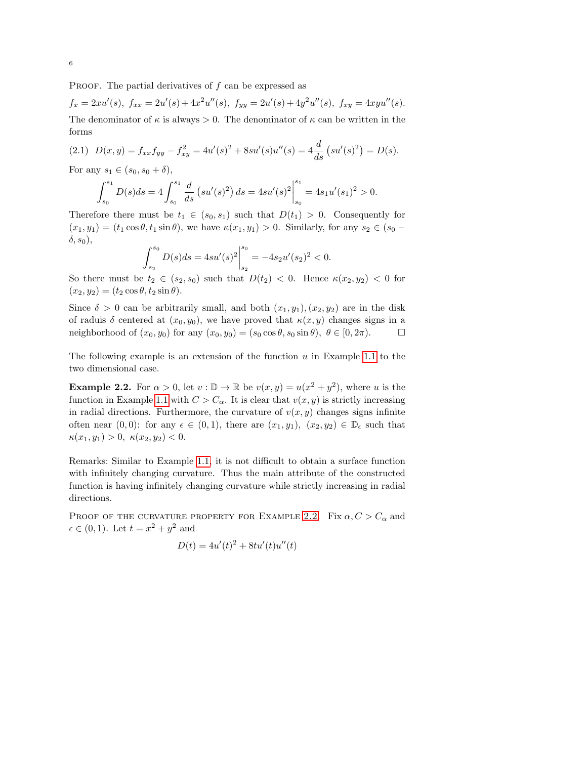PROOF. The partial derivatives of $f$ can be expressed as

$$f_x = 2xu'(s),\ f_{xx} = 2u'(s) + 4x^2u''(s),\ f_{yy} = 2u'(s) + 4y^2u''(s),\ f_{xy} = 4xyu''(s).$$

The denominator of $\kappa$ is always $> 0$. The denominator of $\kappa$ can be written in the forms

$$D(x,y) = f_{xx}f_{yy} - f_{xy}^2 = 4u'(s)^2 + 8su'(s)u''(s) = 4\frac{d}{ds}\left(su'(s)^2\right) = D(s). \tag{2.1}$$

For any $s_1 \in (s_0, s_0 + \delta)$,

$$\int_{s_0}^{s_1} D(s)ds = 4\int_{s_0}^{s_1} \frac{d}{ds}\left(su'(s)^2\right)ds = 4su'(s)^2\Big|_{s_0}^{s_1} = 4s_1u'(s_1)^2 > 0.$$

Therefore there must be $t_1 \in (s_0, s_1)$ such that $D(t_1) > 0$. Consequently for $(x_1, y_1) = (t_1 \cos\theta, t_1 \sin\theta)$, we have $\kappa(x_1, y_1) > 0$. Similarly, for any $s_2 \in (s_0 - \delta, s_0)$,

$$\int_{s_2}^{s_0} D(s)ds = 4su'(s)^2\Big|_{s_2}^{s_0} = -4s_2u'(s_2)^2 < 0.$$

So there must be $t_2 \in (s_2, s_0)$ such that $D(t_2) < 0$. Hence $\kappa(x_2, y_2) < 0$ for $(x_2, y_2) = (t_2 \cos\theta, t_2 \sin\theta)$.

Since $\delta > 0$ can be arbitrarily small, and both $(x_1, y_1), (x_2, y_2)$ are in the disk of raduis $\delta$ centered at $(x_0, y_0)$, we have proved that $\kappa(x, y)$ changes signs in a neighborhood of $(x_0, y_0)$ for any $(x_0, y_0) = (s_0 \cos\theta, s_0 \sin\theta)$, $\theta \in [0, 2\pi)$. □

The following example is an extension of the function $u$ in Example 1.1 to the two dimensional case.

**Example 2.2.** For $\alpha > 0$, let $v : \mathbb{D} \to \mathbb{R}$ be $v(x, y) = u(x^2 + y^2)$, where $u$ is the function in Example 1.1 with $C > C_\alpha$. It is clear that $v(x, y)$ is strictly increasing in radial directions. Furthermore, the curvature of $v(x, y)$ changes signs infinite often near $(0, 0)$: for any $\epsilon \in (0, 1)$, there are $(x_1, y_1)$, $(x_2, y_2) \in \mathbb{D}_\epsilon$ such that $\kappa(x_1, y_1) > 0$, $\kappa(x_2, y_2) < 0$.

Remarks: Similar to Example 1.1, it is not difficult to obtain a surface function with infinitely changing curvature. Thus the main attribute of the constructed function is having infinitely changing curvature while strictly increasing in radial directions.

PROOF OF THE CURVATURE PROPERTY FOR EXAMPLE 2.2. Fix $\alpha, C > C_\alpha$ and $\epsilon \in (0, 1)$. Let $t = x^2 + y^2$ and

$$D(t) = 4u'(t)^2 + 8tu'(t)u''(t)$$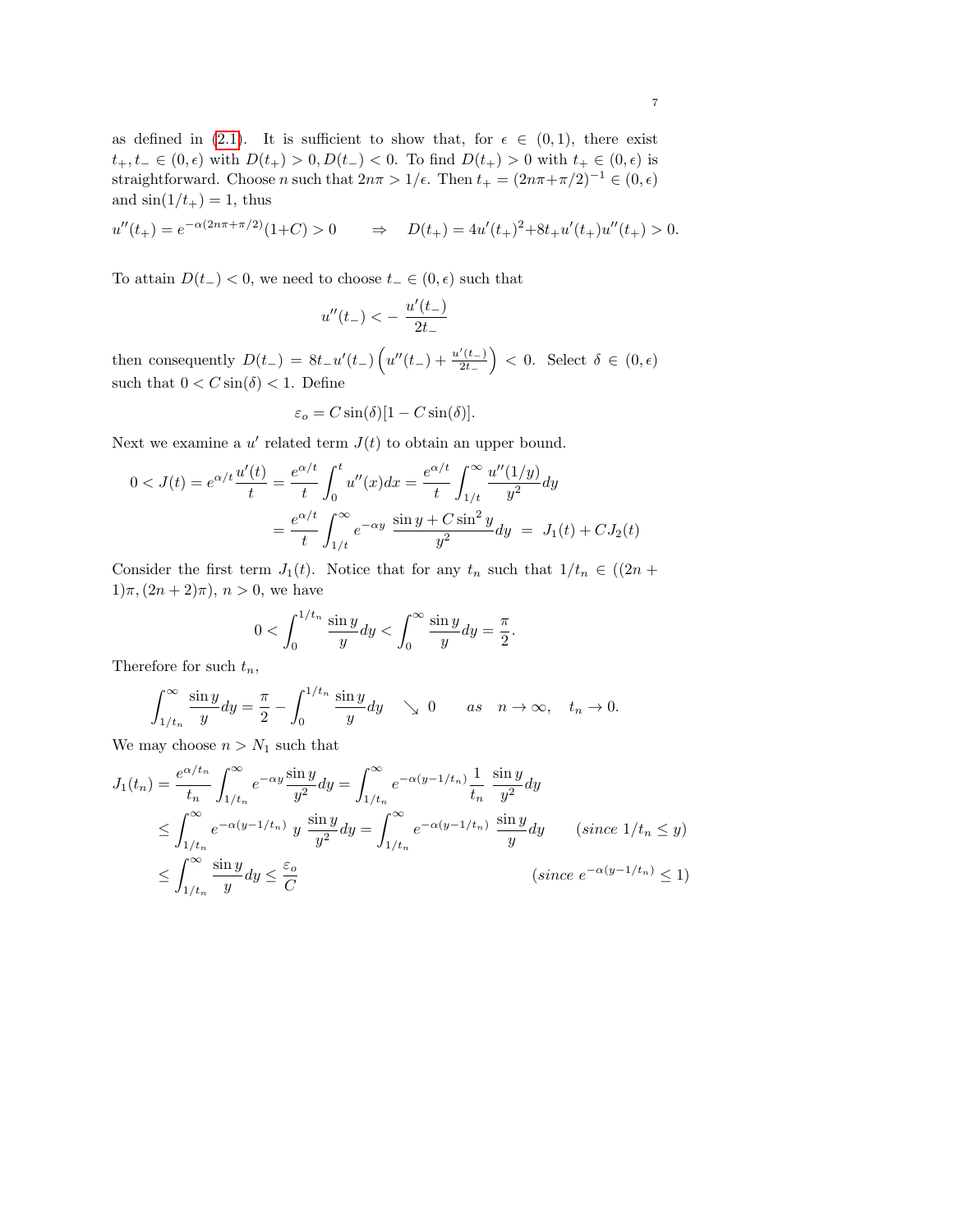as defined in (2.1). It is sufficient to show that, for $\epsilon \in (0,1)$, there exist $t_+, t_- \in (0,\epsilon)$ with $D(t_+) > 0, D(t_-) < 0$. To find $D(t_+) > 0$ with $t_+ \in (0,\epsilon)$ is straightforward. Choose $n$ such that $2n\pi > 1/\epsilon$. Then $t_+ = (2n\pi + \pi/2)^{-1} \in (0,\epsilon)$ and $\sin(1/t_+) = 1$, thus

$$u''(t_+) = e^{-\alpha(2n\pi+\pi/2)}(1+C) > 0 \qquad \Rightarrow \quad D(t_+) = 4u'(t_+)^2 + 8t_+ u'(t_+) u''(t_+) > 0.$$

To attain $D(t_-) < 0$, we need to choose $t_- \in (0,\epsilon)$ such that

$$u''(t_-) < -\frac{u'(t_-)}{2t_-}$$

then consequently $D(t_-) = 8t_- u'(t_-)\left(u''(t_-) + \frac{u'(t_-)}{2t_-}\right) < 0$. Select $\delta \in (0,\epsilon)$ such that $0 < C\sin(\delta) < 1$. Define

$$\varepsilon_o = C\sin(\delta)[1 - C\sin(\delta)].$$

Next we examine a $u'$ related term $J(t)$ to obtain an upper bound.

$$\begin{aligned}
0 < J(t) = e^{\alpha/t}\frac{u'(t)}{t} &= \frac{e^{\alpha/t}}{t}\int_0^t u''(x)dx = \frac{e^{\alpha/t}}{t}\int_{1/t}^\infty \frac{u''(1/y)}{y^2}dy \\
&= \frac{e^{\alpha/t}}{t}\int_{1/t}^\infty e^{-\alpha y}\ \frac{\sin y + C\sin^2 y}{y^2}dy \ = \ J_1(t) + CJ_2(t)
\end{aligned}$$

Consider the first term $J_1(t)$. Notice that for any $t_n$ such that $1/t_n \in ((2n+1)\pi, (2n+2)\pi)$, $n > 0$, we have

$$0 < \int_0^{1/t_n} \frac{\sin y}{y}dy < \int_0^\infty \frac{\sin y}{y}dy = \frac{\pi}{2}.$$

Therefore for such $t_n$,

$$\int_{1/t_n}^\infty \frac{\sin y}{y}dy = \frac{\pi}{2} - \int_0^{1/t_n}\frac{\sin y}{y}dy \quad \searrow 0 \qquad as \quad n \to \infty, \quad t_n \to 0.$$

We may choose $n > N_1$ such that

$$\begin{aligned}
J_1(t_n) = \frac{e^{\alpha/t_n}}{t_n}\int_{1/t_n}^\infty e^{-\alpha y}\frac{\sin y}{y^2}dy &= \int_{1/t_n}^\infty e^{-\alpha(y-1/t_n)}\frac{1}{t_n}\ \frac{\sin y}{y^2}dy \\
&\le \int_{1/t_n}^\infty e^{-\alpha(y-1/t_n)}\ y\ \frac{\sin y}{y^2}dy = \int_{1/t_n}^\infty e^{-\alpha(y-1/t_n)}\ \frac{\sin y}{y}dy \qquad (since\ 1/t_n \le y) \\
&\le \int_{1/t_n}^\infty \frac{\sin y}{y}dy \le \frac{\varepsilon_o}{C} \qquad (since\ e^{-\alpha(y-1/t_n)} \le 1)
\end{aligned}$$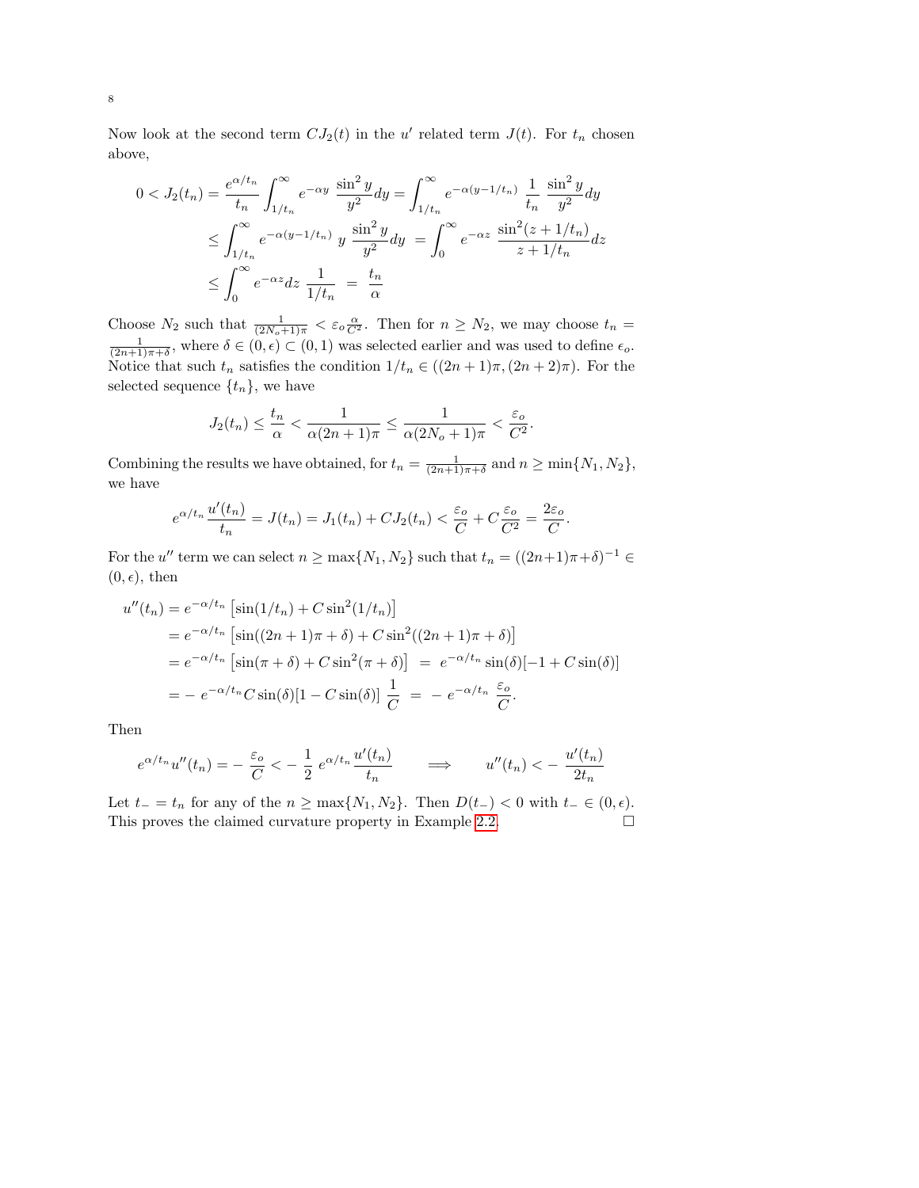Now look at the second term $CJ_2(t)$ in the $u'$ related term $J(t)$. For $t_n$ chosen above,

$$
\begin{aligned}
0 < J_2(t_n) &= \frac{e^{\alpha/t_n}}{t_n} \int_{1/t_n}^{\infty} e^{-\alpha y}\ \frac{\sin^2 y}{y^2} dy = \int_{1/t_n}^{\infty} e^{-\alpha(y-1/t_n)}\ \frac{1}{t_n}\ \frac{\sin^2 y}{y^2} dy \\
&\leq \int_{1/t_n}^{\infty} e^{-\alpha(y-1/t_n)}\ y\ \frac{\sin^2 y}{y^2} dy\ = \int_0^{\infty} e^{-\alpha z}\ \frac{\sin^2(z+1/t_n)}{z+1/t_n} dz \\
&\leq \int_0^{\infty} e^{-\alpha z} dz\ \frac{1}{1/t_n}\ =\ \frac{t_n}{\alpha}
\end{aligned}
$$

Choose $N_2$ such that $\frac{1}{(2N_o+1)\pi} < \varepsilon_o \frac{\alpha}{C^2}$. Then for $n \geq N_2$, we may choose $t_n = \frac{1}{(2n+1)\pi + \delta}$, where $\delta \in (0, \epsilon) \subset (0,1)$ was selected earlier and was used to define $\epsilon_o$. Notice that such $t_n$ satisfies the condition $1/t_n \in ((2n+1)\pi, (2n+2)\pi)$. For the selected sequence $\{t_n\}$, we have

$$
J_2(t_n) \leq \frac{t_n}{\alpha} < \frac{1}{\alpha(2n+1)\pi} \leq \frac{1}{\alpha(2N_o+1)\pi} < \frac{\varepsilon_o}{C^2}.
$$

Combining the results we have obtained, for $t_n = \frac{1}{(2n+1)\pi+\delta}$ and $n \geq \min\{N_1, N_2\}$, we have

$$
e^{\alpha/t_n} \frac{u'(t_n)}{t_n} = J(t_n) = J_1(t_n) + CJ_2(t_n) < \frac{\varepsilon_o}{C} + C\frac{\varepsilon_o}{C^2} = \frac{2\varepsilon_o}{C}.
$$

For the $u''$ term we can select $n \geq \max\{N_1, N_2\}$ such that $t_n = ((2n+1)\pi + \delta)^{-1} \in (0, \epsilon)$, then

$$
\begin{aligned}
u''(t_n) &= e^{-\alpha/t_n} \left[\sin(1/t_n) + C\sin^2(1/t_n)\right] \\
&= e^{-\alpha/t_n} \left[\sin((2n+1)\pi + \delta) + C\sin^2((2n+1)\pi + \delta)\right] \\
&= e^{-\alpha/t_n} \left[\sin(\pi + \delta) + C\sin^2(\pi + \delta)\right]\ =\ e^{-\alpha/t_n} \sin(\delta)[-1 + C\sin(\delta)] \\
&= -\ e^{-\alpha/t_n} C\sin(\delta)[1 - C\sin(\delta)]\ \frac{1}{C}\ =\ -\ e^{-\alpha/t_n}\ \frac{\varepsilon_o}{C}.
\end{aligned}
$$

Then

$$
e^{\alpha/t_n} u''(t_n) = -\ \frac{\varepsilon_o}{C} < -\ \frac{1}{2}\ e^{\alpha/t_n} \frac{u'(t_n)}{t_n} \qquad \Longrightarrow \qquad u''(t_n) < -\ \frac{u'(t_n)}{2t_n}
$$

Let $t_- = t_n$ for any of the $n \geq \max\{N_1, N_2\}$. Then $D(t_-) < 0$ with $t_- \in (0, \epsilon)$. This proves the claimed curvature property in Example 2.2. □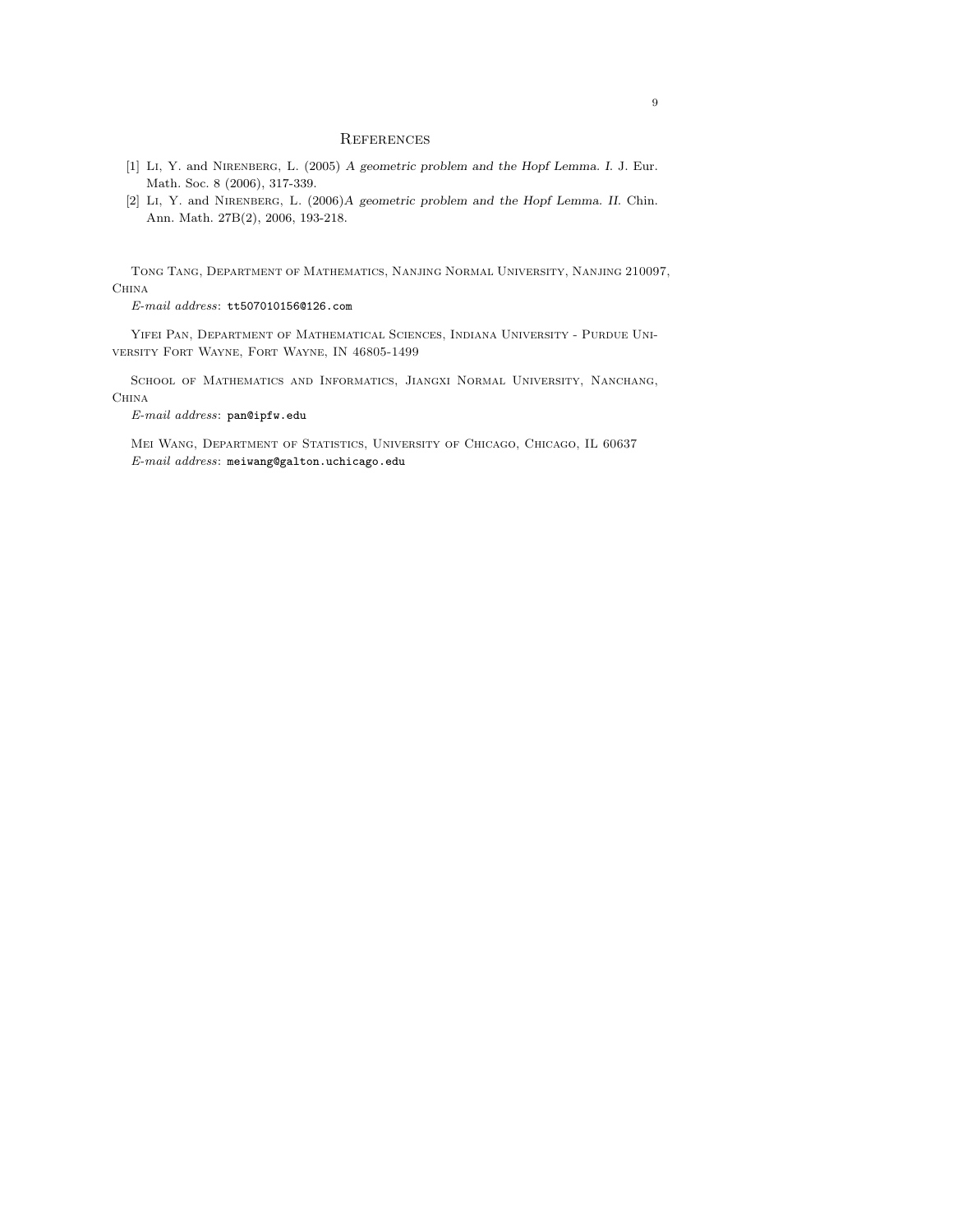## References

[1] Li, Y. and Nirenberg, L. (2005) *A geometric problem and the Hopf Lemma. I.* J. Eur. Math. Soc. 8 (2006), 317-339.

[2] Li, Y. and Nirenberg, L. (2006)*A geometric problem and the Hopf Lemma. II.* Chin. Ann. Math. 27B(2), 2006, 193-218.

Tong Tang, Department of Mathematics, Nanjing Normal University, Nanjing 210097, China

*E-mail address*: tt507010156@126.com

Yifei Pan, Department of Mathematical Sciences, Indiana University - Purdue University Fort Wayne, Fort Wayne, IN 46805-1499

School of Mathematics and Informatics, Jiangxi Normal University, Nanchang, China

*E-mail address*: pan@ipfw.edu

Mei Wang, Department of Statistics, University of Chicago, Chicago, IL 60637

*E-mail address*: meiwang@galton.uchicago.edu